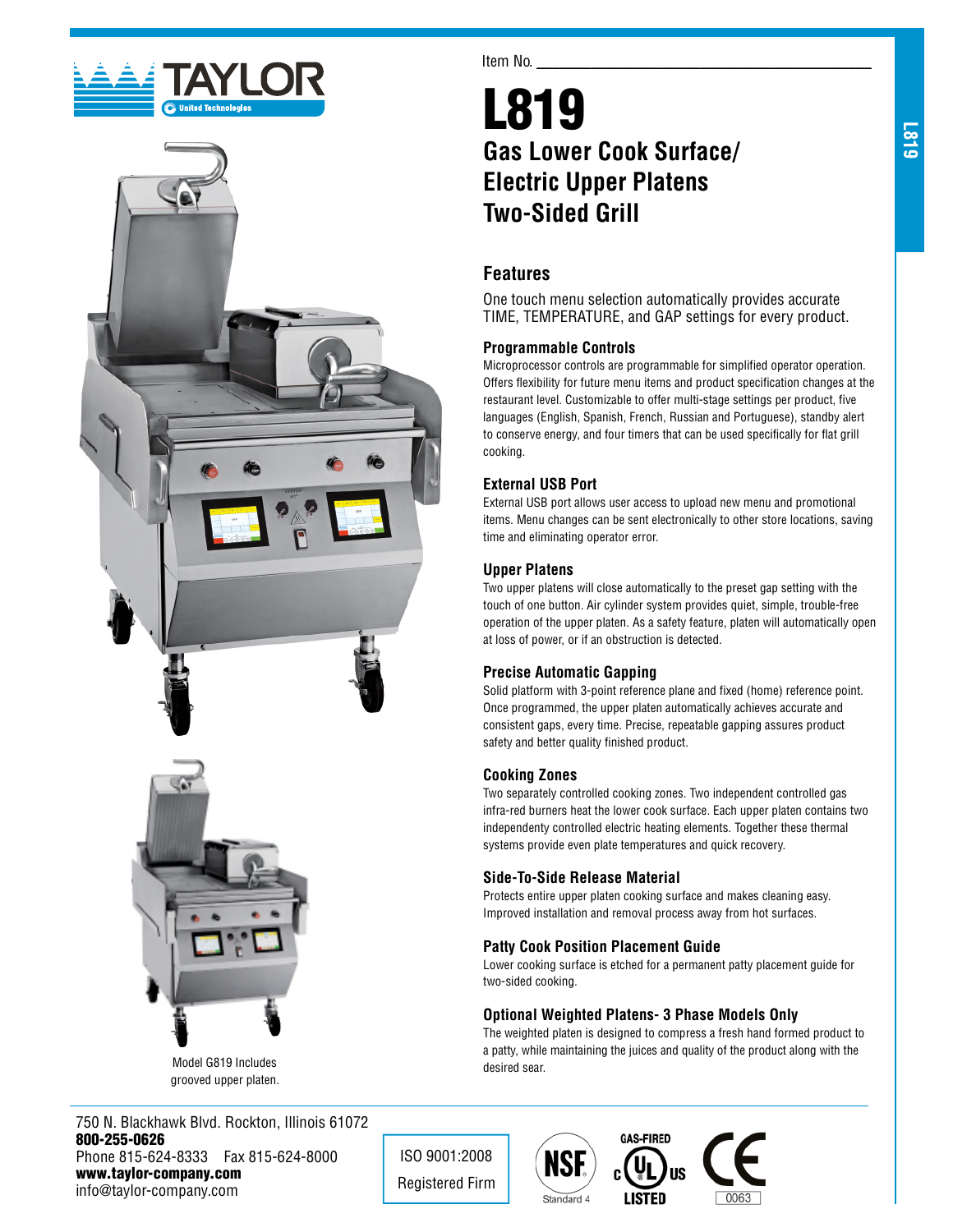Item No. ___________________________

# L819

## Gas Lower Cook Surface/ Electric Upper Platens Two-Sided Grill

### Features

One touch menu selection automatically provides accurate TIME, TEMPERATURE, and GAP settings for every product.

#### Programmable Controls

Microprocessor controls are programmable for simplified operator operation. Offers flexibility for future menu items and product specification changes at the restaurant level. Customizable to offer multi-stage settings per product, five languages (English, Spanish, French, Russian and Portuguese), standby alert to conserve energy, and four timers that can be used specifically for flat grill cooking.

#### External USB Port

External USB port allows user access to upload new menu and promotional items. Menu changes can be sent electronically to other store locations, saving time and eliminating operator error.

#### Upper Platens

Two upper platens will close automatically to the preset gap setting with the touch of one button. Air cylinder system provides quiet, simple, trouble-free operation of the upper platen. As a safety feature, platen will automatically open at loss of power, or if an obstruction is detected.

#### Precise Automatic Gapping

Solid platform with 3-point reference plane and fixed (home) reference point. Once programmed, the upper platen automatically achieves accurate and consistent gaps, every time. Precise, repeatable gapping assures product safety and better quality finished product.

#### Cooking Zones

Two separately controlled cooking zones. Two independent controlled gas infra-red burners heat the lower cook surface. Each upper platen contains two independenty controlled electric heating elements. Together these thermal systems provide even plate temperatures and quick recovery.

#### Side-To-Side Release Material

Protects entire upper platen cooking surface and makes cleaning easy. Improved installation and removal process away from hot surfaces.

#### Patty Cook Position Placement Guide

Lower cooking surface is etched for a permanent patty placement guide for two-sided cooking.

#### Optional Weighted Platens- 3 Phase Models Only

The weighted platen is designed to compress a fresh hand formed product to a patty, while maintaining the juices and quality of the product along with the desired sear.

Model G819 Includes grooved upper platen.

750 N. Blackhawk Blvd. Rockton, Illinois 61072
**800-255-0626**
Phone 815-624-8333 Fax 815-624-8000
**www.taylor-company.com**
info@taylor-company.com

ISO 9001:2008 Registered Firm

NSF Standard 4 · GAS-FIRED c UL us LISTED · CE 0063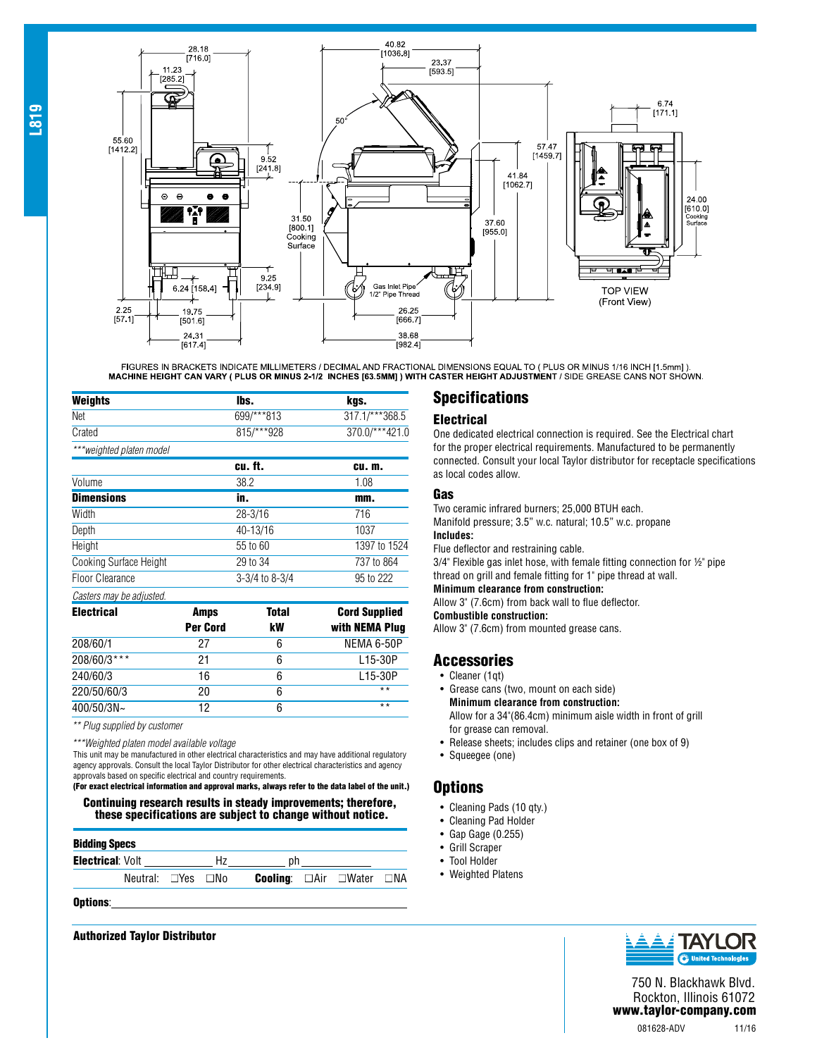28.18 [716.0]
11.23 [285.2]
55.60 [1412.2]
9.52 [241.8]
9.25 [234.9]
6.24 [158.4]
2.25 [57.1]
19.75 [501.6]
24.31 [617.4]
40.82 [1036.8]
23.37 [593.5]
50°
57.47 [1459.7]
41.84 [1062.7]
31.50 [800.1] Cooking Surface
37.60 [955.0]
Gas Inlet Pipe 1/2" Pipe Thread
26.25 [666.7]
38.68 [982.4]
6.74 [171.1]
24.00 [610.0] Cooking Surface
TOP VIEW (Front View)

FIGURES IN BRACKETS INDICATE MILLIMETERS / DECIMAL AND FRACTIONAL DIMENSIONS EQUAL TO ( PLUS OR MINUS 1/16 INCH [1.5mm] ).
**MACHINE HEIGHT CAN VARY ( PLUS OR MINUS 2-1/2 INCHES [63.5MM] ) WITH CASTER HEIGHT ADJUSTMENT** / SIDE GREASE CANS NOT SHOWN.

| **Weights** | **lbs.** | **kgs.** |
|---|---|---|
| Net | 699/***813 | 317.1/***368.5 |
| Crated | 815/***928 | 370.0/***421.0 |
| *\*\*\*weighted platen model* | | |
| | **cu. ft.** | **cu. m.** |
| Volume | 38.2 | 1.08 |
| **Dimensions** | **in.** | **mm.** |
| Width | 28-3/16 | 716 |
| Depth | 40-13/16 | 1037 |
| Height | 55 to 60 | 1397 to 1524 |
| Cooking Surface Height | 29 to 34 | 737 to 864 |
| Floor Clearance | 3-3/4 to 8-3/4 | 95 to 222 |

*Casters may be adjusted.*

| **Electrical** | **Amps Per Cord** | **Total kW** | **Cord Supplied with NEMA Plug** |
|---|---|---|---|
| 208/60/1 | 27 | 6 | NEMA 6-50P |
| 208/60/3*** | 21 | 6 | L15-30P |
| 240/60/3 | 16 | 6 | L15-30P |
| 220/50/60/3 | 20 | 6 | ** |
| 400/50/3N~ | 12 | 6 | ** |

*\*\* Plug supplied by customer*

*\*\*\*Weighted platen model available voltage*

This unit may be manufactured in other electrical characteristics and may have additional regulatory agency approvals. Consult the local Taylor Distributor for other electrical characteristics and agency approvals based on specific electrical and country requirements.
**(For exact electrical information and approval marks, always refer to the data label of the unit.)**

**Continuing research results in steady improvements; therefore, these specifications are subject to change without notice.**

**Bidding Specs**

**Electrical**: Volt ____________ Hz ____________ ph ____________

Neutral: ☐Yes ☐No **Cooling**: ☐Air ☐Water ☐NA

**Options**: ______________________________________________

**Authorized Taylor Distributor**

# Specifications

## Electrical

One dedicated electrical connection is required. See the Electrical chart for the proper electrical requirements. Manufactured to be permanently connected. Consult your local Taylor distributor for receptacle specifications as local codes allow.

## Gas

Two ceramic infrared burners; 25,000 BTUH each.
Manifold pressure; 3.5" w.c. natural; 10.5" w.c. propane
**Includes:**
Flue deflector and restraining cable.
3/4" Flexible gas inlet hose, with female fitting connection for ½" pipe thread on grill and female fitting for 1" pipe thread at wall.
**Minimum clearance from construction:**
Allow 3" (7.6cm) from back wall to flue deflector.
**Combustible construction:**
Allow 3" (7.6cm) from mounted grease cans.

# Accessories

- Cleaner (1qt)
- Grease cans (two, mount on each side)
  **Minimum clearance from construction:**
  Allow for a 34"(86.4cm) minimum aisle width in front of grill for grease can removal.
- Release sheets; includes clips and retainer (one box of 9)
- Squeegee (one)

# Options

- Cleaning Pads (10 qty.)
- Cleaning Pad Holder
- Gap Gage (0.255)
- Grill Scraper
- Tool Holder
- Weighted Platens

TAYLOR
United Technologies

750 N. Blackhawk Blvd.
Rockton, Illinois 61072
**www.taylor-company.com**

081628-ADV 11/16